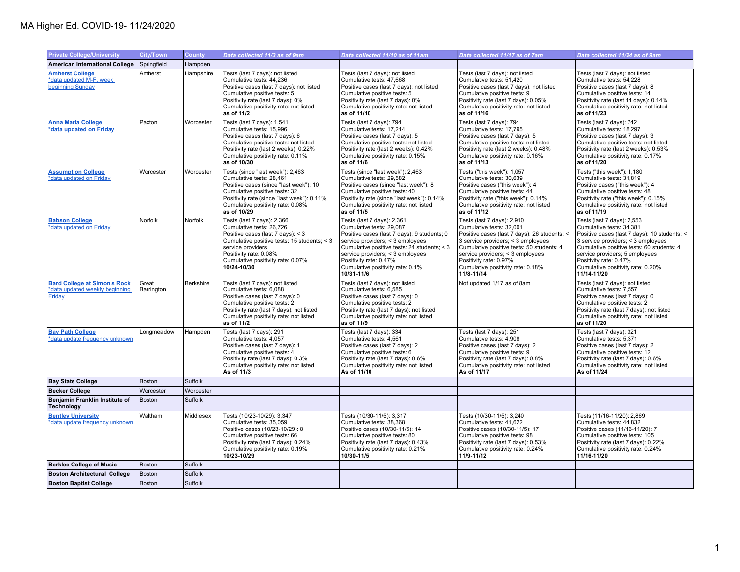# MA Higher Ed. COVID-19- 11/24/2020

| Private College/University | City/Town | County | Data collected 11/3 as of 9am | Data collected 11/10 as of 11am | Data collected 11/17 as of 7am | Data collected 11/24 as of 9am |
|---|---|---|---|---|---|---|
| **American International College** | Springfield | Hampden | | | | |
| **Amherst College** *data updated M-F, week beginning Sunday | Amherst | Hampshire | Tests (last 7 days): not listed<br>Cumulative tests: 44,236<br>Positive cases (last 7 days): not listed<br>Cumulative positive tests: 5<br>Positivity rate (last 7 days): 0%<br>Cumulative positivity rate: not listed<br>**as of 11/2** | Tests (last 7 days): not listed<br>Cumulative tests: 47,668<br>Positive cases (last 7 days): not listed<br>Cumulative positive tests: 5<br>Positivity rate (last 7 days): 0%<br>Cumulative positivity rate: not listed<br>**as of 11/10** | Tests (last 7 days): not listed<br>Cumulative tests: 51,420<br>Positive cases (last 7 days): not listed<br>Cumulative positive tests: 9<br>Positivity rate (last 7 days): 0.05%<br>Cumulative positivity rate: not listed<br>**as of 11/16** | Tests (last 7 days): not listed<br>Cumulative tests: 54,228<br>Positive cases (last 7 days): 8<br>Cumulative positive tests: 14<br>Positivity rate (last 14 days): 0.14%<br>Cumulative positivity rate: not listed<br>**as of 11/23** |
| **Anna Maria College** **\*data updated on Friday** | Paxton | Worcester | Tests (last 7 days): 1,541<br>Cumulative tests: 15,996<br>Positive cases (last 7 days): 6<br>Cumulative positive tests: not listed<br>Positivity rate (last 2 weeks): 0.22%<br>Cumulative positivity rate: 0.11%<br>**as of 10/30** | Tests (last 7 days): 794<br>Cumulative tests: 17,214<br>Positive cases (last 7 days): 5<br>Cumulative positive tests: not listed<br>Positivity rate (last 2 weeks): 0.42%<br>Cumulative positivity rate: 0.15%<br>**as of 11/6** | Tests (last 7 days): 794<br>Cumulative tests: 17,795<br>Positive cases (last 7 days): 5<br>Cumulative positive tests: not listed<br>Positivity rate (last 2 weeks): 0.48%<br>Cumulative positivity rate: 0.16%<br>**as of 11/13** | Tests (last 7 days): 742<br>Cumulative tests: 18,297<br>Positive cases (last 7 days): 3<br>Cumulative positive tests: not listed<br>Positivity rate (last 2 weeks): 0.53%<br>Cumulative positivity rate: 0.17%<br>**as of 11/20** |
| **Assumption College** *data updated on Friday | Worcester | Worcester | Tests (since "last week"): 2,463<br>Cumulative tests: 28,461<br>Positive cases (since "last week"): 10<br>Cumulative positive tests: 32<br>Positivity rate (since "last week"): 0.11%<br>Cumulative positivity rate: 0.08%<br>**as of 10/29** | Tests (since "last week"): 2,463<br>Cumulative tests: 29,582<br>Positive cases (since "last week"): 8<br>Cumulative positive tests: 40<br>Positivity rate (since "last week"): 0.14%<br>Cumulative positivity rate: not listed<br>**as of 11/5** | Tests ("this week"): 1,057<br>Cumulative tests: 30,639<br>Positive cases ("this week"): 4<br>Cumulative positive tests: 44<br>Positivity rate ("this week"): 0.14%<br>Cumulative positivity rate: not listed<br>**as of 11/12** | Tests ("this week"): 1,180<br>Cumulative tests: 31,819<br>Positive cases ("this week"): 4<br>Cumulative positive tests: 48<br>Positivity rate ("this week"): 0.15%<br>Cumulative positivity rate: not listed<br>**as of 11/19** |
| **Babson College** *data updated on Friday | Norfolk | Norfolk | Tests (last 7 days): 2,366<br>Cumulative tests: 26,726<br>Positive cases (last 7 days): < 3<br>Cumulative positive tests: 15 students; < 3 service providers<br>Positivity rate: 0.08%<br>Cumulative positivity rate: 0.07%<br>**10/24-10/30** | Tests (last 7 days): 2,361<br>Cumulative tests: 29,087<br>Positive cases (last 7 days): 9 students; 0 service providers; < 3 employees<br>Cumulative positive tests: 24 students; < 3 service providers; < 3 employees<br>Positivity rate: 0.47%<br>Cumulative positivity rate: 0.1%<br>**10/31-11/6** | Tests (last 7 days): 2,910<br>Cumulative tests: 32,001<br>Positive cases (last 7 days): 26 students; < 3 service providers; < 3 employees<br>Cumulative positive tests: 50 students; 4 service providers; < 3 employees<br>Positivity rate: 0.97%<br>Cumulative positivity rate: 0.18%<br>**11/8-11/14** | Tests (last 7 days): 2,553<br>Cumulative tests: 34,381<br>Positive cases (last 7 days): 10 students; < 3 service providers; < 3 employees<br>Cumulative positive tests: 60 students; 4 service providers; 5 employees<br>Positivity rate: 0.47%<br>Cumulative positivity rate: 0.20%<br>**11/14-11/20** |
| **Bard College at Simon's Rock** *data updated weekly beginning Friday | Great Barrington | Berkshire | Tests (last 7 days): not listed<br>Cumulative tests: 6,088<br>Positive cases (last 7 days): 0<br>Cumulative positive tests: 2<br>Positivity rate (last 7 days): not listed<br>Cumulative positivity rate: not listed<br>**as of 11/2** | Tests (last 7 days): not listed<br>Cumulative tests: 6,585<br>Positive cases (last 7 days): 0<br>Cumulative positive tests: 2<br>Positivity rate (last 7 days): not listed<br>Cumulative positivity rate: not listed<br>**as of 11/9** | Not updated 1/17 as of 8am | Tests (last 7 days): not listed<br>Cumulative tests: 7,557<br>Positive cases (last 7 days): 0<br>Cumulative positive tests: 2<br>Positivity rate (last 7 days): not listed<br>Cumulative positivity rate: not listed<br>**as of 11/20** |
| **Bay Path College** *data update frequency unknown | Longmeadow | Hampden | Tests (last 7 days): 291<br>Cumulative tests: 4,057<br>Positive cases (last 7 days): 1<br>Cumulative positive tests: 4<br>Positivity rate (last 7 days): 0.3%<br>Cumulative positivity rate: not listed<br>**As of 11/3** | Tests (last 7 days): 334<br>Cumulative tests: 4,561<br>Positive cases (last 7 days): 2<br>Cumulative positive tests: 6<br>Positivity rate (last 7 days): 0.6%<br>Cumulative positivity rate: not listed<br>**As of 11/10** | Tests (last 7 days): 251<br>Cumulative tests: 4,908<br>Positive cases (last 7 days): 2<br>Cumulative positive tests: 9<br>Positivity rate (last 7 days): 0.8%<br>Cumulative positivity rate: not listed<br>**As of 11/17** | Tests (last 7 days): 321<br>Cumulative tests: 5,371<br>Positive cases (last 7 days): 2<br>Cumulative positive tests: 12<br>Positivity rate (last 7 days): 0.6%<br>Cumulative positivity rate: not listed<br>**As of 11/24** |
| **Bay State College** | Boston | Suffolk | | | | |
| **Becker College** | Worcester | Worcester | | | | |
| **Benjamin Franklin Institute of Technology** | Boston | Suffolk | | | | |
| **Bentley University** *data update frequency unknown | Waltham | Middlesex | Tests (10/23-10/29): 3,347<br>Cumulative tests: 35,059<br>Positive cases (10/23-10/29): 8<br>Cumulative positive tests: 66<br>Positivity rate (last 7 days): 0.24%<br>Cumulative positivity rate: 0.19%<br>**10/23-10/29** | Tests (10/30-11/5): 3,317<br>Cumulative tests: 38,368<br>Positive cases (10/30-11/5): 14<br>Cumulative positive tests: 80<br>Positivity rate (last 7 days): 0.43%<br>Cumulative positivity rate: 0.21%<br>**10/30-11/5** | Tests (10/30-11/5): 3,240<br>Cumulative tests: 41,622<br>Positive cases (10/30-11/5): 17<br>Cumulative positive tests: 98<br>Positivity rate (last 7 days): 0.53%<br>Cumulative positivity rate: 0.24%<br>**11/9-11/12** | Tests (11/16-11/20): 2,869<br>Cumulative tests: 44,832<br>Positive cases (11/16-11/20): 7<br>Cumulative positive tests: 105<br>Positivity rate (last 7 days): 0.22%<br>Cumulative positivity rate: 0.24%<br>**11/16-11/20** |
| **Berklee College of Music** | Boston | Suffolk | | | | |
| **Boston Architectural College** | Boston | Suffolk | | | | |
| **Boston Baptist College** | Boston | Suffolk | | | | |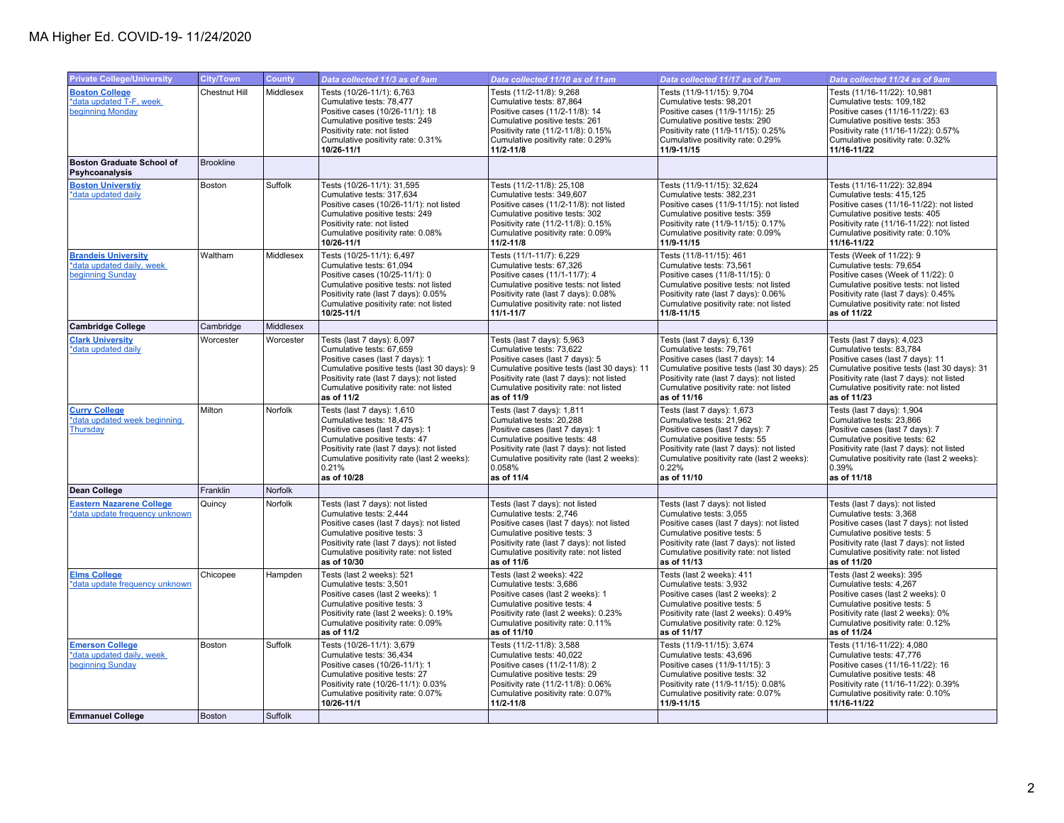# MA Higher Ed. COVID-19- 11/24/2020

| Private College/University | City/Town | County | Data collected 11/3 as of 9am | Data collected 11/10 as of 11am | Data collected 11/17 as of 7am | Data collected 11/24 as of 9am |
|---|---|---|---|---|---|---|
| **Boston College** *data updated T-F, week beginning Monday | Chestnut Hill | Middlesex | Tests (10/26-11/1): 6,763<br>Cumulative tests: 78,477<br>Positive cases (10/26-11/1): 18<br>Cumulative positive tests: 249<br>Positivity rate: not listed<br>Cumulative positivity rate: 0.31%<br>**10/26-11/1** | Tests (11/2-11/8): 9,268<br>Cumulative tests: 87,864<br>Positive cases (11/2-11/8): 14<br>Cumulative positive tests: 261<br>Positivity rate (11/2-11/8): 0.15%<br>Cumulative positivity rate: 0.29%<br>**11/2-11/8** | Tests (11/9-11/15): 9,704<br>Cumulative tests: 98,201<br>Positive cases (11/9-11/15): 25<br>Cumulative positive tests: 290<br>Positivity rate (11/9-11/15): 0.25%<br>Cumulative positivity rate: 0.29%<br>**11/9-11/15** | Tests (11/16-11/22): 10,981<br>Cumulative tests: 109,182<br>Positive cases (11/16-11/22): 63<br>Cumulative positive tests: 353<br>Positivity rate (11/16-11/22): 0.57%<br>Cumulative positivity rate: 0.32%<br>**11/16-11/22** |
| **Boston Graduate School of Psyhcoanalysis** | Brookline | | | | | |
| **Boston Universtiy** *data updated daily | Boston | Suffolk | Tests (10/26-11/1): 31,595<br>Cumulative tests: 317,634<br>Positive cases (10/26-11/1): not listed<br>Cumulative positive tests: 249<br>Positivity rate: not listed<br>Cumulative positivity rate: 0.08%<br>**10/26-11/1** | Tests (11/2-11/8): 25,108<br>Cumulative tests: 349,607<br>Positive cases (11/2-11/8): not listed<br>Cumulative positive tests: 302<br>Positivity rate (11/2-11/8): 0.15%<br>Cumulative positivity rate: 0.09%<br>**11/2-11/8** | Tests (11/9-11/15): 32,624<br>Cumulative tests: 382,231<br>Positive cases (11/9-11/15): not listed<br>Cumulative positive tests: 359<br>Positivity rate (11/9-11/15): 0.17%<br>Cumulative positivity rate: 0.09%<br>**11/9-11/15** | Tests (11/16-11/22): 32,894<br>Cumulative tests: 415,125<br>Positive cases (11/16-11/22): not listed<br>Cumulative positive tests: 405<br>Positivity rate (11/16-11/22): not listed<br>Cumulative positivity rate: 0.10%<br>**11/16-11/22** |
| **Brandeis University** *data updated daily, week beginning Sunday | Waltham | Middlesex | Tests (10/25-11/1): 6,497<br>Cumulative tests: 61,094<br>Positive cases (10/25-11/1): 0<br>Cumulative positive tests: not listed<br>Positivity rate (last 7 days): 0.05%<br>Cumulative positivity rate: not listed<br>**10/25-11/1** | Tests (11/1-11/7): 6,229<br>Cumulative tests: 67,326<br>Positive cases (11/1-11/7): 4<br>Cumulative positive tests: not listed<br>Positivity rate (last 7 days): 0.08%<br>Cumulative positivity rate: not listed<br>**11/1-11/7** | Tests (11/8-11/15): 461<br>Cumulative tests: 73,561<br>Positive cases (11/8-11/15): 0<br>Cumulative positive tests: not listed<br>Positivity rate (last 7 days): 0.06%<br>Cumulative positivity rate: not listed<br>**11/8-11/15** | Tests (Week of 11/22): 9<br>Cumulative tests: 79,654<br>Positive cases (Week of 11/22): 0<br>Cumulative positive tests: not listed<br>Positivity rate (last 7 days): 0.45%<br>Cumulative positivity rate: not listed<br>**as of 11/22** |
| **Cambridge College** | Cambridge | Middlesex | | | | |
| **Clark University** *data updated daily | Worcester | Worcester | Tests (last 7 days): 6,097<br>Cumulative tests: 67,659<br>Positive cases (last 7 days): 1<br>Cumulative positive tests (last 30 days): 9<br>Positivity rate (last 7 days): not listed<br>Cumulative positivity rate: not listed<br>**as of 11/2** | Tests (last 7 days): 5,963<br>Cumulative tests: 73,622<br>Positive cases (last 7 days): 5<br>Cumulative positive tests (last 30 days): 11<br>Positivity rate (last 7 days): not listed<br>Cumulative positivity rate: not listed<br>**as of 11/9** | Tests (last 7 days): 6,139<br>Cumulative tests: 79,761<br>Positive cases (last 7 days): 14<br>Cumulative positive tests (last 30 days): 25<br>Positivity rate (last 7 days): not listed<br>Cumulative positivity rate: not listed<br>**as of 11/16** | Tests (last 7 days): 4,023<br>Cumulative tests: 83,784<br>Positive cases (last 7 days): 11<br>Cumulative positive tests (last 30 days): 31<br>Positivity rate (last 7 days): not listed<br>Cumulative positivity rate: not listed<br>**as of 11/23** |
| **Curry College** *data updated week beginning Thursday | Milton | Norfolk | Tests (last 7 days): 1,610<br>Cumulative tests: 18,475<br>Positive cases (last 7 days): 1<br>Cumulative positive tests: 47<br>Positivity rate (last 7 days): not listed<br>Cumulative positivity rate (last 2 weeks): 0.21%<br>**as of 10/28** | Tests (last 7 days): 1,811<br>Cumulative tests: 20,288<br>Positive cases (last 7 days): 1<br>Cumulative positive tests: 48<br>Positivity rate (last 7 days): not listed<br>Cumulative positivity rate (last 2 weeks): 0.058%<br>**as of 11/4** | Tests (last 7 days): 1,673<br>Cumulative tests: 21,962<br>Positive cases (last 7 days): 7<br>Cumulative positive tests: 55<br>Positivity rate (last 7 days): not listed<br>Cumulative positivity rate (last 2 weeks): 0.22%<br>**as of 11/10** | Tests (last 7 days): 1,904<br>Cumulative tests: 23,866<br>Positive cases (last 7 days): 7<br>Cumulative positive tests: 62<br>Positivity rate (last 7 days): not listed<br>Cumulative positivity rate (last 2 weeks): 0.39%<br>**as of 11/18** |
| **Dean College** | Franklin | Norfolk | | | | |
| **Eastern Nazarene College** *data update frequency unknown | Quincy | Norfolk | Tests (last 7 days): not listed<br>Cumulative tests: 2,444<br>Positive cases (last 7 days): not listed<br>Cumulative positive tests: 3<br>Positivity rate (last 7 days): not listed<br>Cumulative positivity rate: not listed<br>**as of 10/30** | Tests (last 7 days): not listed<br>Cumulative tests: 2,746<br>Positive cases (last 7 days): not listed<br>Cumulative positive tests: 3<br>Positivity rate (last 7 days): not listed<br>Cumulative positivity rate: not listed<br>**as of 11/6** | Tests (last 7 days): not listed<br>Cumulative tests: 3,055<br>Positive cases (last 7 days): not listed<br>Cumulative positive tests: 5<br>Positivity rate (last 7 days): not listed<br>Cumulative positivity rate: not listed<br>**as of 11/13** | Tests (last 7 days): not listed<br>Cumulative tests: 3,368<br>Positive cases (last 7 days): not listed<br>Cumulative positive tests: 5<br>Positivity rate (last 7 days): not listed<br>Cumulative positivity rate: not listed<br>**as of 11/20** |
| **Elms College** *data update frequency unknown | Chicopee | Hampden | Tests (last 2 weeks): 521<br>Cumulative tests: 3,501<br>Positive cases (last 2 weeks): 1<br>Cumulative positive tests: 3<br>Positivity rate (last 2 weeks): 0.19%<br>Cumulative positivity rate: 0.09%<br>**as of 11/2** | Tests (last 2 weeks): 422<br>Cumulative tests: 3,686<br>Positive cases (last 2 weeks): 1<br>Cumulative positive tests: 4<br>Positivity rate (last 2 weeks): 0.23%<br>Cumulative positivity rate: 0.11%<br>**as of 11/10** | Tests (last 2 weeks): 411<br>Cumulative tests: 3,932<br>Positive cases (last 2 weeks): 2<br>Cumulative positive tests: 5<br>Positivity rate (last 2 weeks): 0.49%<br>Cumulative positivity rate: 0.12%<br>**as of 11/17** | Tests (last 2 weeks): 395<br>Cumulative tests: 4,267<br>Positive cases (last 2 weeks): 0<br>Cumulative positive tests: 5<br>Positivity rate (last 2 weeks): 0%<br>Cumulative positivity rate: 0.12%<br>**as of 11/24** |
| **Emerson College** *data updated daily, week beginning Sunday | Boston | Suffolk | Tests (10/26-11/1): 3,679<br>Cumulative tests: 36,434<br>Positive cases (10/26-11/1): 1<br>Cumulative positive tests: 27<br>Positivity rate (10/26-11/1): 0.03%<br>Cumulative positivity rate: 0.07%<br>**10/26-11/1** | Tests (11/2-11/8): 3,588<br>Cumulative tests: 40,022<br>Positive cases (11/2-11/8): 2<br>Cumulative positive tests: 29<br>Positivity rate (11/2-11/8): 0.06%<br>Cumulative positivity rate: 0.07%<br>**11/2-11/8** | Tests (11/9-11/15): 3,674<br>Cumulative tests: 43,696<br>Positive cases (11/9-11/15): 3<br>Cumulative positive tests: 32<br>Positivity rate (11/9-11/15): 0.08%<br>Cumulative positivity rate: 0.07%<br>**11/9-11/15** | Tests (11/16-11/22): 4,080<br>Cumulative tests: 47,776<br>Positive cases (11/16-11/22): 16<br>Cumulative positive tests: 48<br>Positivity rate (11/16-11/22): 0.39%<br>Cumulative positivity rate: 0.10%<br>**11/16-11/22** |
| **Emmanuel College** | Boston | Suffolk | | | | |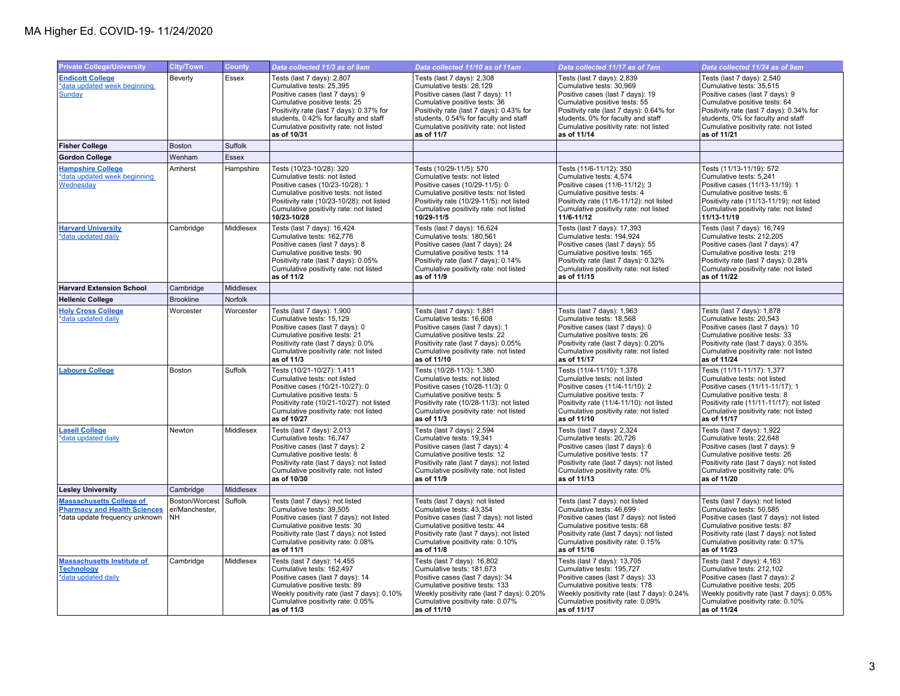# MA Higher Ed. COVID-19- 11/24/2020

| Private College/University | City/Town | County | Data collected 11/3 as of 9am | Data collected 11/10 as of 11am | Data collected 11/17 as of 7am | Data collected 11/24 as of 9am |
|---|---|---|---|---|---|---|
| **Endicott College** *data updated week beginning Sunday | Beverly | Essex | Tests (last 7 days): 2,807<br>Cumulative tests: 25,395<br>Positive cases (last 7 days): 9<br>Cumulative positive tests: 25<br>Positivity rate (last 7 days): 0.37% for students, 0.42% for faculty and staff<br>Cumulative positivity rate: not listed<br>**as of 10/31** | Tests (last 7 days): 2,308<br>Cumulative tests: 28,129<br>Positive cases (last 7 days): 11<br>Cumulative positive tests: 36<br>Positivity rate (last 7 days): 0.43% for students, 0.54% for faculty and staff<br>Cumulative positivity rate: not listed<br>**as of 11/7** | Tests (last 7 days): 2,839<br>Cumulative tests: 30,969<br>Positive cases (last 7 days): 19<br>Cumulative positive tests: 55<br>Positivity rate (last 7 days): 0.64% for students, 0% for faculty and staff<br>Cumulative positivity rate: not listed<br>**as of 11/14** | Tests (last 7 days): 2,540<br>Cumulative tests: 35,515<br>Positive cases (last 7 days): 9<br>Cumulative positive tests: 64<br>Positivity rate (last 7 days): 0.34% for students, 0% for faculty and staff<br>Cumulative positivity rate: not listed<br>**as of 11/21** |
| **Fisher College** | Boston | Suffolk | | | | |
| **Gordon College** | Wenham | Essex | | | | |
| **Hampshire College** *data updated week beginning Wednesday | Amherst | Hampshire | Tests (10/23-10/28): 320<br>Cumulative tests: not listed<br>Positive cases (10/23-10/28): 1<br>Cumulative positive tests: not listed<br>Positivity rate (10/23-10/28): not listed<br>Cumulative positivity rate: not listed<br>**10/23-10/28** | Tests (10/29-11/5): 570<br>Cumulative tests: not listed<br>Positive cases (10/29-11/5): 0<br>Cumulative positive tests: not listed<br>Positivity rate (10/29-11/5): not listed<br>Cumulative positivity rate: not listed<br>**10/29-11/5** | Tests (11/6-11/12): 350<br>Cumulative tests: 4,574<br>Positive cases (11/6-11/12): 3<br>Cumulative positive tests: 4<br>Positivity rate (11/6-11/12): not listed<br>Cumulative positivity rate: not listed<br>**11/6-11/12** | Tests (11/13-11/19): 572<br>Cumulative tests: 5,241<br>Positive cases (11/13-11/19): 1<br>Cumulative positive tests: 6<br>Positivity rate (11/13-11/19): not listed<br>Cumulative positivity rate: not listed<br>**11/13-11/19** |
| **Harvard University** *data updated daily | Cambridge | Middlesex | Tests (last 7 days): 16,424<br>Cumulative tests: 162,776<br>Positive cases (last 7 days): 8<br>Cumulative positive tests: 90<br>Positivity rate (last 7 days): 0.05%<br>Cumulative positivity rate: not listed<br>**as of 11/2** | Tests (last 7 days): 16,624<br>Cumulative tests: 180,561<br>Positive cases (last 7 days): 24<br>Cumulative positive tests: 114<br>Positivity rate (last 7 days): 0.14%<br>Cumulative positivity rate: not listed<br>**as of 11/9** | Tests (last 7 days): 17,393<br>Cumulative tests: 194,924<br>Positive cases (last 7 days): 55<br>Cumulative positive tests: 165<br>Positivity rate (last 7 days): 0.32%<br>Cumulative positivity rate: not listed<br>**as of 11/15** | Tests (last 7 days): 16,749<br>Cumulative tests: 212,205<br>Positive cases (last 7 days): 47<br>Cumulative positive tests: 219<br>Positivity rate (last 7 days): 0.28%<br>Cumulative positivity rate: not listed<br>**as of 11/22** |
| **Harvard Extension School** | Cambridge | Middlesex | | | | |
| **Hellenic College** | Brookline | Norfolk | | | | |
| **Holy Cross College** *data updated daily | Worcester | Worcester | Tests (last 7 days): 1,900<br>Cumulative tests: 15,129<br>Positive cases (last 7 days): 0<br>Cumulative positive tests: 21<br>Positivity rate (last 7 days): 0.0%<br>Cumulative positivity rate: not listed<br>**as of 11/3** | Tests (last 7 days): 1,881<br>Cumulative tests: 16,608<br>Positive cases (last 7 days): 1<br>Cumulative positive tests: 22<br>Positivity rate (last 7 days): 0.05%<br>Cumulative positivity rate: not listed<br>**as of 11/10** | Tests (last 7 days): 1,963<br>Cumulative tests: 18,568<br>Positive cases (last 7 days): 0<br>Cumulative positive tests: 26<br>Positivity rate (last 7 days): 0.20%<br>Cumulative positivity rate: not listed<br>**as of 11/17** | Tests (last 7 days): 1,878<br>Cumulative tests: 20,543<br>Positive cases (last 7 days): 10<br>Cumulative positive tests: 33<br>Positivity rate (last 7 days): 0.35%<br>Cumulative positivity rate: not listed<br>**as of 11/24** |
| **Laboure College** | Boston | Suffolk | Tests (10/21-10/27): 1,411<br>Cumulative tests: not listed<br>Positive cases (10/21-10/27): 0<br>Cumulative positive tests: 5<br>Positivity rate (10/21-10/27): not listed<br>Cumulative positivity rate: not listed<br>**as of 10/27** | Tests (10/28-11/3): 1,380<br>Cumulative tests: not listed<br>Positive cases (10/28-11/3): 0<br>Cumulative positive tests: 5<br>Positivity rate (10/28-11/3): not listed<br>Cumulative positivity rate: not listed<br>**as of 11/3** | Tests (11/4-11/10): 1,378<br>Cumulative tests: not listed<br>Positive cases (11/4-11/10): 2<br>Cumulative positive tests: 7<br>Positivity rate (11/4-11/10): not listed<br>Cumulative positivity rate: not listed<br>**as of 11/10** | Tests (11/11-11/17): 1,377<br>Cumulative tests: not listed<br>Positive cases (11/11-11/17): 1<br>Cumulative positive tests: 8<br>Positivity rate (11/11-11/17): not listed<br>Cumulative positivity rate: not listed<br>**as of 11/17** |
| **Lasell College** *data updated daily | Newton | Middlesex | Tests (last 7 days): 2,013<br>Cumulative tests: 16,747<br>Positive cases (last 7 days): 2<br>Cumulative positive tests: 8<br>Positivity rate (last 7 days): not listed<br>Cumulative positivity rate: not listed<br>**as of 10/30** | Tests (last 7 days): 2,594<br>Cumulative tests: 19,341<br>Positive cases (last 7 days): 4<br>Cumulative positive tests: 12<br>Positivity rate (last 7 days): not listed<br>Cumulative positivity rate: not listed<br>**as of 11/9** | Tests (last 7 days): 2,324<br>Cumulative tests: 20,726<br>Positive cases (last 7 days): 6<br>Cumulative positive tests: 17<br>Positivity rate (last 7 days): not listed<br>Cumulative positivity rate: 0%<br>**as of 11/13** | Tests (last 7 days): 1,922<br>Cumulative tests: 22,648<br>Positive cases (last 7 days): 9<br>Cumulative positive tests: 26<br>Positivity rate (last 7 days): not listed<br>Cumulative positivity rate: 0%<br>**as of 11/20** |
| **Lesley University** | Cambridge | Middlesex | | | | |
| **Massachusetts College of Pharmacy and Health Sciences** *data update frequency unknown | Boston/Worcester/Manchester, NH | Suffolk | Tests (last 7 days): not listed<br>Cumulative tests: 39,505<br>Positive cases (last 7 days): not listed<br>Cumulative positive tests: 30<br>Positivity rate (last 7 days): not listed<br>Cumulative positivity rate: 0.08%<br>**as of 11/1** | Tests (last 7 days): not listed<br>Cumulative tests: 43,354<br>Positive cases (last 7 days): not listed<br>Cumulative positive tests: 44<br>Positivity rate (last 7 days): not listed<br>Cumulative positivity rate: 0.10%<br>**as of 11/8** | Tests (last 7 days): not listed<br>Cumulative tests: 46,699<br>Positive cases (last 7 days): not listed<br>Cumulative positive tests: 68<br>Positivity rate (last 7 days): not listed<br>Cumulative positivity rate: 0.15%<br>**as of 11/16** | Tests (last 7 days): not listed<br>Cumulative tests: 50,585<br>Positive cases (last 7 days): not listed<br>Cumulative positive tests: 87<br>Positivity rate (last 7 days): not listed<br>Cumulative positivity rate: 0.17%<br>**as of 11/23** |
| **Massachusetts Institute of Technology** *data updated daily | Cambridge | Middlesex | Tests (last 7 days): 14,455<br>Cumulative tests: 162,497<br>Positive cases (last 7 days): 14<br>Cumulative positive tests: 89<br>Weekly positivity rate (last 7 days): 0.10%<br>Cumulative positivity rate: 0.05%<br>**as of 11/3** | Tests (last 7 days): 16,802<br>Cumulative tests: 181,673<br>Positive cases (last 7 days): 34<br>Cumulative positive tests: 133<br>Weekly positivity rate (last 7 days): 0.20%<br>Cumulative positivity rate: 0.07%<br>**as of 11/10** | Tests (last 7 days): 13,705<br>Cumulative tests: 195,727<br>Positive cases (last 7 days): 33<br>Cumulative positive tests: 178<br>Weekly positivity rate (last 7 days): 0.24%<br>Cumulative positivity rate: 0.09%<br>**as of 11/17** | Tests (last 7 days): 4,163<br>Cumulative tests: 212,102<br>Positive cases (last 7 days): 2<br>Cumulative positive tests: 205<br>Weekly positivity rate (last 7 days): 0.05%<br>Cumulative positivity rate: 0.10%<br>**as of 11/24** |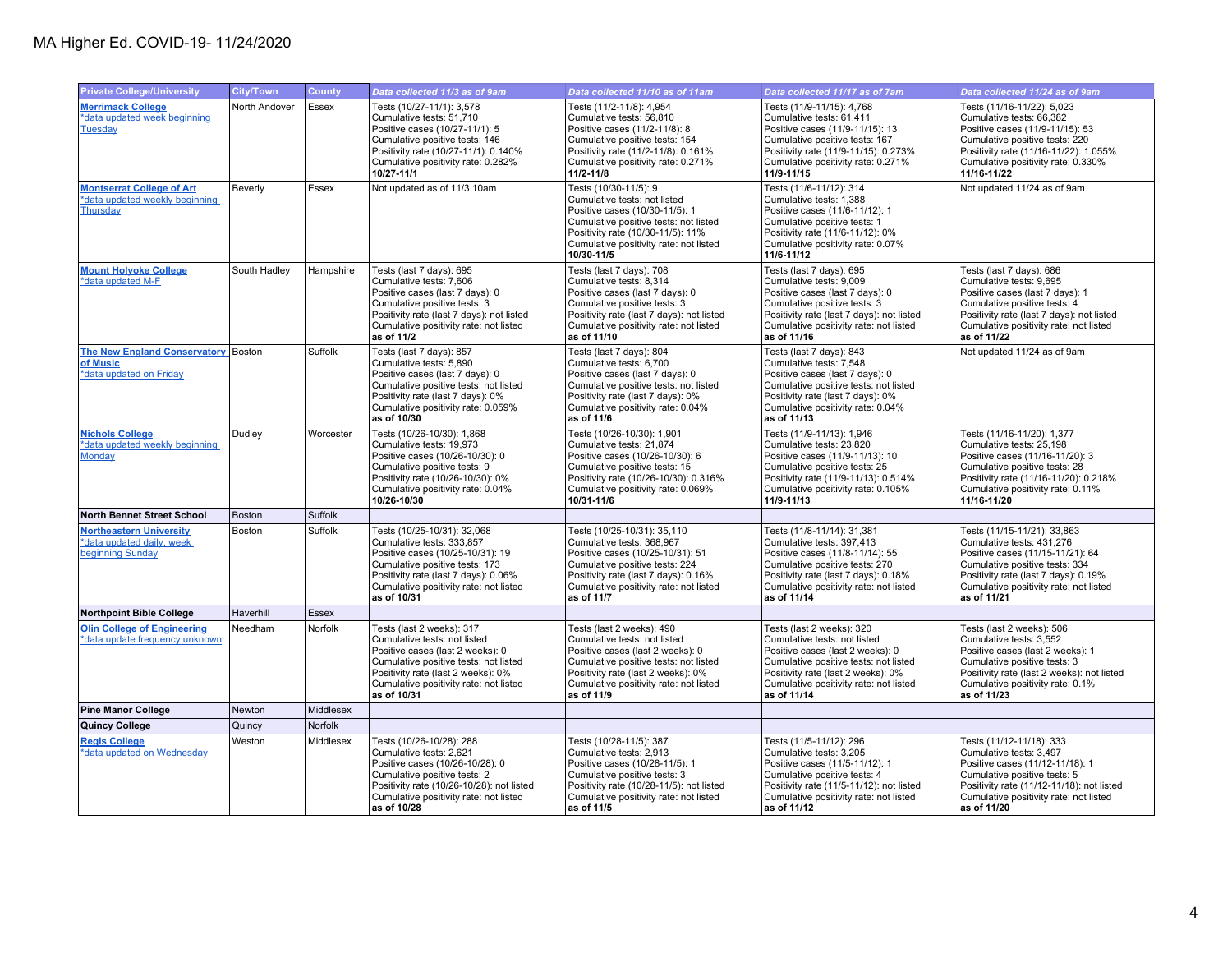# MA Higher Ed. COVID-19- 11/24/2020

| Private College/University | City/Town | County | Data collected 11/3 as of 9am | Data collected 11/10 as of 11am | Data collected 11/17 as of 7am | Data collected 11/24 as of 9am |
|---|---|---|---|---|---|---|
| **Merrimack College**<br>*data updated week beginning Tuesday | North Andover | Essex | Tests (10/27-11/1): 3,578<br>Cumulative tests: 51,710<br>Positive cases (10/27-11/1): 5<br>Cumulative positive tests: 146<br>Positivity rate (10/27-11/1): 0.140%<br>Cumulative positivity rate: 0.282%<br>**10/27-11/1** | Tests (11/2-11/8): 4,954<br>Cumulative tests: 56,810<br>Positive cases (11/2-11/8): 8<br>Cumulative positive tests: 154<br>Positivity rate (11/2-11/8): 0.161%<br>Cumulative positivity rate: 0.271%<br>**11/2-11/8** | Tests (11/9-11/15): 4,768<br>Cumulative tests: 61,411<br>Positive cases (11/9-11/15): 13<br>Cumulative positive tests: 167<br>Positivity rate (11/9-11/15): 0.273%<br>Cumulative positivity rate: 0.271%<br>**11/9-11/15** | Tests (11/16-11/22): 5,023<br>Cumulative tests: 66,382<br>Positive cases (11/9-11/15): 53<br>Cumulative positive tests: 220<br>Positivity rate (11/16-11/22): 1.055%<br>Cumulative positivity rate: 0.330%<br>**11/16-11/22** |
| **Montserrat College of Art**<br>*data updated weekly beginning Thursday | Beverly | Essex | Not updated as of 11/3 10am | Tests (10/30-11/5): 9<br>Cumulative tests: not listed<br>Positive cases (10/30-11/5): 1<br>Cumulative positive tests: not listed<br>Positivity rate (10/30-11/5): 11%<br>Cumulative positivity rate: not listed<br>**10/30-11/5** | Tests (11/6-11/12): 314<br>Cumulative tests: 1,388<br>Positive cases (11/6-11/12): 1<br>Cumulative positive tests: 1<br>Positivity rate (11/6-11/12): 0%<br>Cumulative positivity rate: 0.07%<br>**11/6-11/12** | Not updated 11/24 as of 9am |
| **Mount Holyoke College**<br>*data updated M-F | South Hadley | Hampshire | Tests (last 7 days): 695<br>Cumulative tests: 7,606<br>Positive cases (last 7 days): 0<br>Cumulative positive tests: 3<br>Positivity rate (last 7 days): not listed<br>Cumulative positivity rate: not listed<br>**as of 11/2** | Tests (last 7 days): 708<br>Cumulative tests: 8,314<br>Positive cases (last 7 days): 0<br>Cumulative positive tests: 3<br>Positivity rate (last 7 days): not listed<br>Cumulative positivity rate: not listed<br>**as of 11/10** | Tests (last 7 days): 695<br>Cumulative tests: 9,009<br>Positive cases (last 7 days): 0<br>Cumulative positive tests: 3<br>Positivity rate (last 7 days): not listed<br>Cumulative positivity rate: not listed<br>**as of 11/16** | Tests (last 7 days): 686<br>Cumulative tests: 9,695<br>Positive cases (last 7 days): 1<br>Cumulative positive tests: 4<br>Positivity rate (last 7 days): not listed<br>Cumulative positivity rate: not listed<br>**as of 11/22** |
| **The New England Conservatory of Music**<br>*data updated on Friday | Boston | Suffolk | Tests (last 7 days): 857<br>Cumulative tests: 5,890<br>Positive cases (last 7 days): 0<br>Cumulative positive tests: not listed<br>Positivity rate (last 7 days): 0%<br>Cumulative positivity rate: 0.059%<br>**as of 10/30** | Tests (last 7 days): 804<br>Cumulative tests: 6,700<br>Positive cases (last 7 days): 0<br>Cumulative positive tests: not listed<br>Positivity rate (last 7 days): 0%<br>Cumulative positivity rate: 0.04%<br>**as of 11/6** | Tests (last 7 days): 843<br>Cumulative tests: 7,548<br>Positive cases (last 7 days): 0<br>Cumulative positive tests: not listed<br>Positivity rate (last 7 days): 0%<br>Cumulative positivity rate: 0.04%<br>**as of 11/13** | Not updated 11/24 as of 9am |
| **Nichols College**<br>*data updated weekly beginning Monday | Dudley | Worcester | Tests (10/26-10/30): 1,868<br>Cumulative tests: 19,973<br>Positive cases (10/26-10/30): 0<br>Cumulative positive tests: 9<br>Positivity rate (10/26-10/30): 0%<br>Cumulative positivity rate: 0.04%<br>**10/26-10/30** | Tests (10/26-10/30): 1,901<br>Cumulative tests: 21,874<br>Positive cases (10/26-10/30): 6<br>Cumulative positive tests: 15<br>Positivity rate (10/26-10/30): 0.316%<br>Cumulative positivity rate: 0.069%<br>**10/31-11/6** | Tests (11/9-11/13): 1,946<br>Cumulative tests: 23,820<br>Positive cases (11/9-11/13): 10<br>Cumulative positive tests: 25<br>Positivity rate (11/9-11/13): 0.514%<br>Cumulative positivity rate: 0.105%<br>**11/9-11/13** | Tests (11/16-11/20): 1,377<br>Cumulative tests: 25,198<br>Positive cases (11/16-11/20): 3<br>Cumulative positive tests: 28<br>Positivity rate (11/16-11/20): 0.218%<br>Cumulative positivity rate: 0.11%<br>**11/16-11/20** |
| **North Bennet Street School** | Boston | Suffolk | | | | |
| **Northeastern University**<br>*data updated daily, week beginning Sunday | Boston | Suffolk | Tests (10/25-10/31): 32,068<br>Cumulative tests: 333,857<br>Positive cases (10/25-10/31): 19<br>Cumulative positive tests: 173<br>Positivity rate (last 7 days): 0.06%<br>Cumulative positivity rate: not listed<br>**as of 10/31** | Tests (10/25-10/31): 35,110<br>Cumulative tests: 368,967<br>Positive cases (10/25-10/31): 51<br>Cumulative positive tests: 224<br>Positivity rate (last 7 days): 0.16%<br>Cumulative positivity rate: not listed<br>**as of 11/7** | Tests (11/8-11/14): 31,381<br>Cumulative tests: 397,413<br>Positive cases (11/8-11/14): 55<br>Cumulative positive tests: 270<br>Positivity rate (last 7 days): 0.18%<br>Cumulative positivity rate: not listed<br>**as of 11/14** | Tests (11/15-11/21): 33,863<br>Cumulative tests: 431,276<br>Positive cases (11/15-11/21): 64<br>Cumulative positive tests: 334<br>Positivity rate (last 7 days): 0.19%<br>Cumulative positivity rate: not listed<br>**as of 11/21** |
| **Northpoint Bible College** | Haverhill | Essex | | | | |
| **Olin College of Engineering**<br>*data update frequency unknown | Needham | Norfolk | Tests (last 2 weeks): 317<br>Cumulative tests: not listed<br>Positive cases (last 2 weeks): 0<br>Cumulative positive tests: not listed<br>Positivity rate (last 2 weeks): 0%<br>Cumulative positivity rate: not listed<br>**as of 10/31** | Tests (last 2 weeks): 490<br>Cumulative tests: not listed<br>Positive cases (last 2 weeks): 0<br>Cumulative positive tests: not listed<br>Positivity rate (last 2 weeks): 0%<br>Cumulative positivity rate: not listed<br>**as of 11/9** | Tests (last 2 weeks): 320<br>Cumulative tests: not listed<br>Positive cases (last 2 weeks): 0<br>Cumulative positive tests: not listed<br>Positivity rate (last 2 weeks): 0%<br>Cumulative positivity rate: not listed<br>**as of 11/14** | Tests (last 2 weeks): 506<br>Cumulative tests: 3,552<br>Positive cases (last 2 weeks): 1<br>Cumulative positive tests: 3<br>Positivity rate (last 2 weeks): not listed<br>Cumulative positivity rate: 0.1%<br>**as of 11/23** |
| **Pine Manor College** | Newton | Middlesex | | | | |
| **Quincy College** | Quincy | Norfolk | | | | |
| **Regis College**<br>*data updated on Wednesday | Weston | Middlesex | Tests (10/26-10/28): 288<br>Cumulative tests: 2,621<br>Positive cases (10/26-10/28): 0<br>Cumulative positive tests: 2<br>Positivity rate (10/26-10/28): not listed<br>Cumulative positivity rate: not listed<br>**as of 10/28** | Tests (10/28-11/5): 387<br>Cumulative tests: 2,913<br>Positive cases (10/28-11/5): 1<br>Cumulative positive tests: 3<br>Positivity rate (10/28-11/5): not listed<br>Cumulative positivity rate: not listed<br>**as of 11/5** | Tests (11/5-11/12): 296<br>Cumulative tests: 3,205<br>Positive cases (11/5-11/12): 1<br>Cumulative positive tests: 4<br>Positivity rate (11/5-11/12): not listed<br>Cumulative positivity rate: not listed<br>**as of 11/12** | Tests (11/12-11/18): 333<br>Cumulative tests: 3,497<br>Positive cases (11/12-11/18): 1<br>Cumulative positive tests: 5<br>Positivity rate (11/12-11/18): not listed<br>Cumulative positivity rate: not listed<br>**as of 11/20** |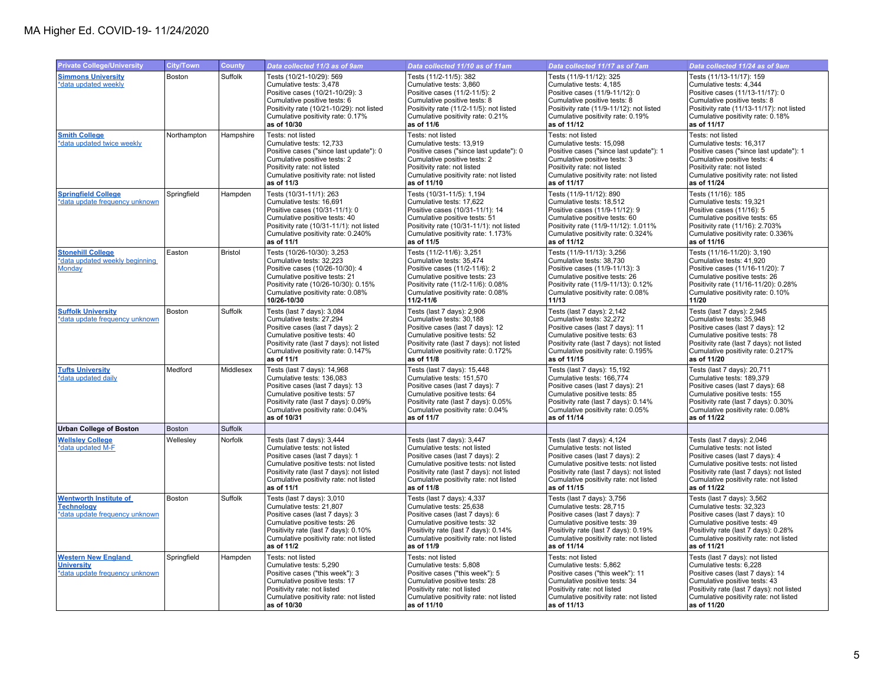MA Higher Ed. COVID-19- 11/24/2020

| Private College/University | City/Town | County | Data collected 11/3 as of 9am | Data collected 11/10 as of 11am | Data collected 11/17 as of 7am | Data collected 11/24 as of 9am |
|---|---|---|---|---|---|---|
| **Simmons University** *data updated weekly | Boston | Suffolk | Tests (10/21-10/29): 569<br>Cumulative tests: 3,478<br>Positive cases (10/21-10/29): 3<br>Cumulative positive tests: 6<br>Positivity rate (10/21-10/29): not listed<br>Cumulative positivity rate: 0.17%<br>**as of 10/30** | Tests (11/2-11/5): 382<br>Cumulative tests: 3,860<br>Positive cases (11/2-11/5): 2<br>Cumulative positive tests: 8<br>Positivity rate (11/2-11/5): not listed<br>Cumulative positivity rate: 0.21%<br>**as of 11/6** | Tests (11/9-11/12): 325<br>Cumulative tests: 4,185<br>Positive cases (11/9-11/12): 0<br>Cumulative positive tests: 8<br>Positivity rate (11/9-11/12): not listed<br>Cumulative positivity rate: 0.19%<br>**as of 11/12** | Tests (11/13-11/17): 159<br>Cumulative tests: 4,344<br>Positive cases (11/13-11/17): 0<br>Cumulative positive tests: 8<br>Positivity rate (11/13-11/17): not listed<br>Cumulative positivity rate: 0.18%<br>**as of 11/17** |
| **Smith College** *data updated twice weekly | Northampton | Hampshire | Tests: not listed<br>Cumulative tests: 12,733<br>Positive cases ("since last update"): 0<br>Cumulative positive tests: 2<br>Positivity rate: not listed<br>Cumulative positivity rate: not listed<br>**as of 11/3** | Tests: not listed<br>Cumulative tests: 13,919<br>Positive cases ("since last update"): 0<br>Cumulative positive tests: 2<br>Positivity rate: not listed<br>Cumulative positivity rate: not listed<br>**as of 11/10** | Tests: not listed<br>Cumulative tests: 15,098<br>Positive cases ("since last update"): 1<br>Cumulative positive tests: 3<br>Positivity rate: not listed<br>Cumulative positivity rate: not listed<br>**as of 11/17** | Tests: not listed<br>Cumulative tests: 16,317<br>Positive cases ("since last update"): 1<br>Cumulative positive tests: 4<br>Positivity rate: not listed<br>Cumulative positivity rate: not listed<br>**as of 11/24** |
| **Springfield College** *data update frequency unknown | Springfield | Hampden | Tests (10/31-11/1): 263<br>Cumulative tests: 16,691<br>Positive cases (10/31-11/1): 0<br>Cumulative positive tests: 40<br>Positivity rate (10/31-11/1): not listed<br>Cumulative positivity rate: 0.240%<br>**as of 11/1** | Tests (10/31-11/5): 1,194<br>Cumulative tests: 17,622<br>Positive cases (10/31-11/1): 14<br>Cumulative positive tests: 51<br>Positivity rate (10/31-11/1): not listed<br>Cumulative positivity rate: 1.173%<br>**as of 11/5** | Tests (11/9-11/12): 890<br>Cumulative tests: 18,512<br>Positive cases (11/9-11/12): 9<br>Cumulative positive tests: 60<br>Positivity rate (11/9-11/12): 1.011%<br>Cumulative positivity rate: 0.324%<br>**as of 11/12** | Tests (11/16): 185<br>Cumulative tests: 19,321<br>Positive cases (11/16): 5<br>Cumulative positive tests: 65<br>Positivity rate (11/16): 2.703%<br>Cumulative positivity rate: 0.336%<br>**as of 11/16** |
| **Stonehill College** *data updated weekly beginning Monday | Easton | Bristol | Tests (10/26-10/30): 3,253<br>Cumulative tests: 32,223<br>Positive cases (10/26-10/30): 4<br>Cumulative positive tests: 21<br>Positivity rate (10/26-10/30): 0.15%<br>Cumulative positivity rate: 0.08%<br>**10/26-10/30** | Tests (11/2-11/6): 3,251<br>Cumulative tests: 35,474<br>Positive cases (11/2-11/6): 2<br>Cumulative positive tests: 23<br>Positivity rate (11/2-11/6): 0.08%<br>Cumulative positivity rate: 0.08%<br>**11/2-11/6** | Tests (11/9-11/13): 3,256<br>Cumulative tests: 38,730<br>Positive cases (11/9-11/13): 3<br>Cumulative positive tests: 26<br>Positivity rate (11/9-11/13): 0.12%<br>Cumulative positivity rate: 0.08%<br>**11/13** | Tests (11/16-11/20): 3,190<br>Cumulative tests: 41,920<br>Positive cases (11/16-11/20): 7<br>Cumulative positive tests: 26<br>Positivity rate (11/16-11/20): 0.28%<br>Cumulative positivity rate: 0.10%<br>**11/20** |
| **Suffolk University** *data update frequency unknown | Boston | Suffolk | Tests (last 7 days): 3,084<br>Cumulative tests: 27,294<br>Positive cases (last 7 days): 2<br>Cumulative positive tests: 40<br>Positivity rate (last 7 days): not listed<br>Cumulative positivity rate: 0.147%<br>**as of 11/1** | Tests (last 7 days): 2,906<br>Cumulative tests: 30,188<br>Positive cases (last 7 days): 12<br>Cumulative positive tests: 52<br>Positivity rate (last 7 days): not listed<br>Cumulative positivity rate: 0.172%<br>**as of 11/8** | Tests (last 7 days): 2,142<br>Cumulative tests: 32,272<br>Positive cases (last 7 days): 11<br>Cumulative positive tests: 63<br>Positivity rate (last 7 days): not listed<br>Cumulative positivity rate: 0.195%<br>**as of 11/15** | Tests (last 7 days): 2,945<br>Cumulative tests: 35,948<br>Positive cases (last 7 days): 12<br>Cumulative positive tests: 78<br>Positivity rate (last 7 days): not listed<br>Cumulative positivity rate: 0.217%<br>**as of 11/20** |
| **Tufts University** *data updated daily | Medford | Middlesex | Tests (last 7 days): 14,968<br>Cumulative tests: 136,083<br>Positive cases (last 7 days): 13<br>Cumulative positive tests: 57<br>Positivity rate (last 7 days): 0.09%<br>Cumulative positivity rate: 0.04%<br>**as of 10/31** | Tests (last 7 days): 15,448<br>Cumulative tests: 151,570<br>Positive cases (last 7 days): 7<br>Cumulative positive tests: 64<br>Positivity rate (last 7 days): 0.05%<br>Cumulative positivity rate: 0.04%<br>**as of 11/7** | Tests (last 7 days): 15,192<br>Cumulative tests: 166,774<br>Positive cases (last 7 days): 21<br>Cumulative positive tests: 85<br>Positivity rate (last 7 days): 0.14%<br>Cumulative positivity rate: 0.05%<br>**as of 11/14** | Tests (last 7 days): 20,711<br>Cumulative tests: 189,379<br>Positive cases (last 7 days): 68<br>Cumulative positive tests: 155<br>Positivity rate (last 7 days): 0.30%<br>Cumulative positivity rate: 0.08%<br>**as of 11/22** |
| **Urban College of Boston** | Boston | Suffolk | | | | |
| **Wellsley College** *data updated M-F | Wellesley | Norfolk | Tests (last 7 days): 3,444<br>Cumulative tests: not listed<br>Positive cases (last 7 days): 1<br>Cumulative positive tests: not listed<br>Positivity rate (last 7 days): not listed<br>Cumulative positivity rate: not listed<br>**as of 11/1** | Tests (last 7 days): 3,447<br>Cumulative tests: not listed<br>Positive cases (last 7 days): 2<br>Cumulative positive tests: not listed<br>Positivity rate (last 7 days): not listed<br>Cumulative positivity rate: not listed<br>**as of 11/8** | Tests (last 7 days): 4,124<br>Cumulative tests: not listed<br>Positive cases (last 7 days): 2<br>Cumulative positive tests: not listed<br>Positivity rate (last 7 days): not listed<br>Cumulative positivity rate: not listed<br>**as of 11/15** | Tests (last 7 days): 2,046<br>Cumulative tests: not listed<br>Positive cases (last 7 days): 4<br>Cumulative positive tests: not listed<br>Positivity rate (last 7 days): not listed<br>Cumulative positivity rate: not listed<br>**as of 11/22** |
| **Wentworth Institute of Technology** *data update frequency unknown | Boston | Suffolk | Tests (last 7 days): 3,010<br>Cumulative tests: 21,807<br>Positive cases (last 7 days): 3<br>Cumulative positive tests: 26<br>Positivity rate (last 7 days): 0.10%<br>Cumulative positivity rate: not listed<br>**as of 11/2** | Tests (last 7 days): 4,337<br>Cumulative tests: 25,638<br>Positive cases (last 7 days): 6<br>Cumulative positive tests: 32<br>Positivity rate (last 7 days): 0.14%<br>Cumulative positivity rate: not listed<br>**as of 11/9** | Tests (last 7 days): 3,756<br>Cumulative tests: 28,715<br>Positive cases (last 7 days): 7<br>Cumulative positive tests: 39<br>Positivity rate (last 7 days): 0.19%<br>Cumulative positivity rate: not listed<br>**as of 11/14** | Tests (last 7 days): 3,562<br>Cumulative tests: 32,323<br>Positive cases (last 7 days): 10<br>Cumulative positive tests: 49<br>Positivity rate (last 7 days): 0.28%<br>Cumulative positivity rate: not listed<br>**as of 11/21** |
| **Western New England University** *data update frequency unknown | Springfield | Hampden | Tests: not listed<br>Cumulative tests: 5,290<br>Positive cases ("this week"): 3<br>Cumulative positive tests: 17<br>Positivity rate: not listed<br>Cumulative positivity rate: not listed<br>**as of 10/30** | Tests: not listed<br>Cumulative tests: 5,808<br>Positive cases ("this week"): 5<br>Cumulative positive tests: 28<br>Positivity rate: not listed<br>Cumulative positivity rate: not listed<br>**as of 11/10** | Tests: not listed<br>Cumulative tests: 5,862<br>Positive cases ("this week"): 11<br>Cumulative positive tests: 34<br>Positivity rate: not listed<br>Cumulative positivity rate: not listed<br>**as of 11/13** | Tests (last 7 days): not listed<br>Cumulative tests: 6,228<br>Positive cases (last 7 days): 14<br>Cumulative positive tests: 43<br>Positivity rate (last 7 days): not listed<br>Cumulative positivity rate: not listed<br>**as of 11/20** |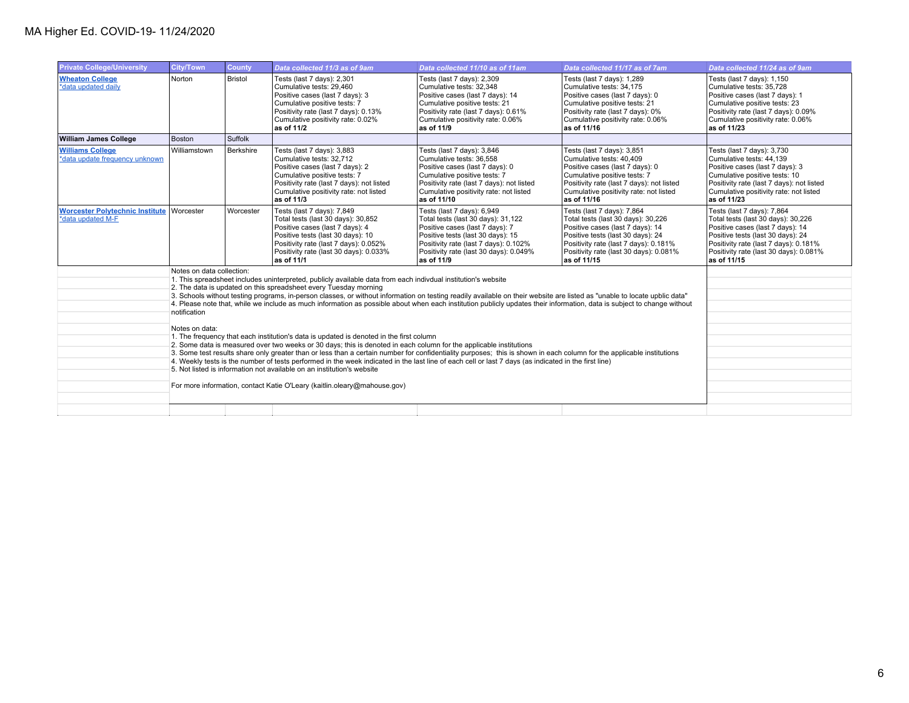# MA Higher Ed. COVID-19- 11/24/2020

| Private College/University | City/Town | County | *Data collected 11/3 as of 9am* | *Data collected 11/10 as of 11am* | *Data collected 11/17 as of 7am* | *Data collected 11/24 as of 9am* |
|---|---|---|---|---|---|---|
| **Wheaton College**<br>*data updated daily | Norton | Bristol | Tests (last 7 days): 2,301<br>Cumulative tests: 29,460<br>Positive cases (last 7 days): 3<br>Cumulative positive tests: 7<br>Positivity rate (last 7 days): 0.13%<br>Cumulative positivity rate: 0.02%<br>**as of 11/2** | Tests (last 7 days): 2,309<br>Cumulative tests: 32,348<br>Positive cases (last 7 days): 14<br>Cumulative positive tests: 21<br>Positivity rate (last 7 days): 0.61%<br>Cumulative positivity rate: 0.06%<br>**as of 11/9** | Tests (last 7 days): 1,289<br>Cumulative tests: 34,175<br>Positive cases (last 7 days): 0<br>Cumulative positive tests: 21<br>Positivity rate (last 7 days): 0%<br>Cumulative positivity rate: 0.06%<br>**as of 11/16** | Tests (last 7 days): 1,150<br>Cumulative tests: 35,728<br>Positive cases (last 7 days): 1<br>Cumulative positive tests: 23<br>Positivity rate (last 7 days): 0.09%<br>Cumulative positivity rate: 0.06%<br>**as of 11/23** |
| **William James College** | Boston | Suffolk | | | | |
| **Williams College**<br>*data update frequency unknown | Williamstown | Berkshire | Tests (last 7 days): 3,883<br>Cumulative tests: 32,712<br>Positive cases (last 7 days): 2<br>Cumulative positive tests: 7<br>Positivity rate (last 7 days): not listed<br>Cumulative positivity rate: not listed<br>**as of 11/3** | Tests (last 7 days): 3,846<br>Cumulative tests: 36,558<br>Positive cases (last 7 days): 0<br>Cumulative positive tests: 7<br>Positivity rate (last 7 days): not listed<br>Cumulative positivity rate: not listed<br>**as of 11/10** | Tests (last 7 days): 3,851<br>Cumulative tests: 40,409<br>Positive cases (last 7 days): 0<br>Cumulative positive tests: 7<br>Positivity rate (last 7 days): not listed<br>Cumulative positivity rate: not listed<br>**as of 11/16** | Tests (last 7 days): 3,730<br>Cumulative tests: 44,139<br>Positive cases (last 7 days): 3<br>Cumulative positive tests: 10<br>Positivity rate (last 7 days): not listed<br>Cumulative positivity rate: not listed<br>**as of 11/23** |
| **Worcester Polytechnic Institute**<br>*data updated M-F | Worcester | Worcester | Tests (last 7 days): 7,849<br>Total tests (last 30 days): 30,852<br>Positive cases (last 7 days): 4<br>Positive tests (last 30 days): 10<br>Positivity rate (last 7 days): 0.052%<br>Positivity rate (last 30 days): 0.033%<br>**as of 11/1** | Tests (last 7 days): 6,949<br>Total tests (last 30 days): 31,122<br>Positive cases (last 7 days): 7<br>Positive tests (last 30 days): 15<br>Positivity rate (last 7 days): 0.102%<br>Positivity rate (last 30 days): 0.049%<br>**as of 11/9** | Tests (last 7 days): 7,864<br>Total tests (last 30 days): 30,226<br>Positive cases (last 7 days): 14<br>Positive tests (last 30 days): 24<br>Positivity rate (last 7 days): 0.181%<br>Positivity rate (last 30 days): 0.081%<br>**as of 11/15** | Tests (last 7 days): 7,864<br>Total tests (last 30 days): 30,226<br>Positive cases (last 7 days): 14<br>Positive tests (last 30 days): 24<br>Positivity rate (last 7 days): 0.181%<br>Positivity rate (last 30 days): 0.081%<br>**as of 11/15** |

Notes on data collection:
1. This spreadsheet includes uninterpreted, publicly available data from each indivdual institution's website
2. The data is updated on this spreadsheet every Tuesday morning
3. Schools without testing programs, in-person classes, or without information on testing readily available on their website are listed as "unable to locate upblic data"
4. Please note that, while we include as much information as possible about when each institution publicly updates their information, data is subject to change without notification

Notes on data:
1. The frequency that each institution's data is updated is denoted in the first column
2. Some data is measured over two weeks or 30 days; this is denoted in each column for the applicable institutions
3. Some test results share only greater than or less than a certain number for confidentiality purposes; this is shown in each column for the applicable institutions
4. Weekly tests is the number of tests performed in the week indicated in the last line of each cell or last 7 days (as indicated in the first line)
5. Not listed is information not available on an institution's website

For more information, contact Katie O'Leary (kaitlin.oleary@mahouse.gov)